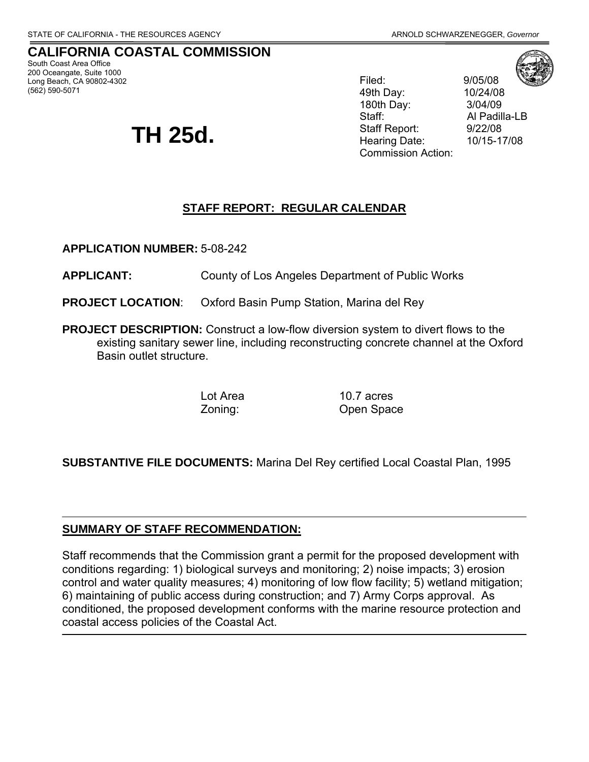STATE OF CALIFORNIA - THE RESOURCES AGENCY ARNOLD SCHWARZENEGGER, *Governor*

# CALIFORNIA COASTAL COMMISSION

South Coast Area Office
200 Oceangate, Suite 1000
Long Beach, CA 90802-4302
(562) 590-5071

# TH 25d.

| | |
|---|---|
| Filed: | 9/05/08 |
| 49th Day: | 10/24/08 |
| 180th Day: | 3/04/09 |
| Staff: | Al Padilla-LB |
| Staff Report: | 9/22/08 |
| Hearing Date: | 10/15-17/08 |
| Commission Action: | |

## STAFF REPORT: REGULAR CALENDAR

**APPLICATION NUMBER:** 5-08-242

**APPLICANT:** County of Los Angeles Department of Public Works

**PROJECT LOCATION**: Oxford Basin Pump Station, Marina del Rey

**PROJECT DESCRIPTION:** Construct a low-flow diversion system to divert flows to the existing sanitary sewer line, including reconstructing concrete channel at the Oxford Basin outlet structure.

| | |
|---|---|
| Lot Area | 10.7 acres |
| Zoning: | Open Space |

**SUBSTANTIVE FILE DOCUMENTS:** Marina Del Rey certified Local Coastal Plan, 1995

---

## SUMMARY OF STAFF RECOMMENDATION:

Staff recommends that the Commission grant a permit for the proposed development with conditions regarding: 1) biological surveys and monitoring; 2) noise impacts; 3) erosion control and water quality measures; 4) monitoring of low flow facility; 5) wetland mitigation; 6) maintaining of public access during construction; and 7) Army Corps approval. As conditioned, the proposed development conforms with the marine resource protection and coastal access policies of the Coastal Act.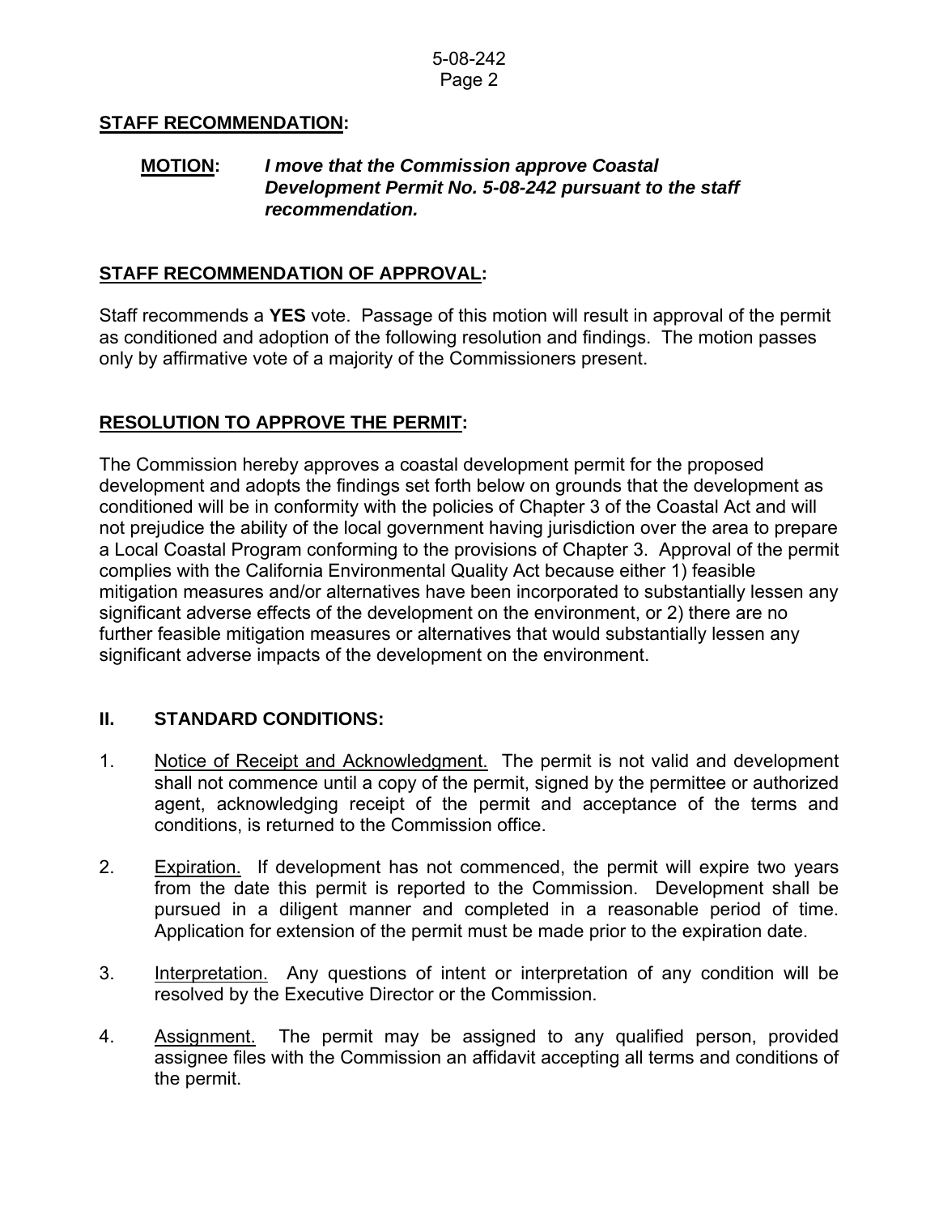## STAFF RECOMMENDATION:

**MOTION:** ***I move that the Commission approve Coastal Development Permit No. 5-08-242 pursuant to the staff recommendation.***

## STAFF RECOMMENDATION OF APPROVAL:

Staff recommends a **YES** vote. Passage of this motion will result in approval of the permit as conditioned and adoption of the following resolution and findings. The motion passes only by affirmative vote of a majority of the Commissioners present.

## RESOLUTION TO APPROVE THE PERMIT:

The Commission hereby approves a coastal development permit for the proposed development and adopts the findings set forth below on grounds that the development as conditioned will be in conformity with the policies of Chapter 3 of the Coastal Act and will not prejudice the ability of the local government having jurisdiction over the area to prepare a Local Coastal Program conforming to the provisions of Chapter 3. Approval of the permit complies with the California Environmental Quality Act because either 1) feasible mitigation measures and/or alternatives have been incorporated to substantially lessen any significant adverse effects of the development on the environment, or 2) there are no further feasible mitigation measures or alternatives that would substantially lessen any significant adverse impacts of the development on the environment.

## II. STANDARD CONDITIONS:

1. Notice of Receipt and Acknowledgment. The permit is not valid and development shall not commence until a copy of the permit, signed by the permittee or authorized agent, acknowledging receipt of the permit and acceptance of the terms and conditions, is returned to the Commission office.

2. Expiration. If development has not commenced, the permit will expire two years from the date this permit is reported to the Commission. Development shall be pursued in a diligent manner and completed in a reasonable period of time. Application for extension of the permit must be made prior to the expiration date.

3. Interpretation. Any questions of intent or interpretation of any condition will be resolved by the Executive Director or the Commission.

4. Assignment. The permit may be assigned to any qualified person, provided assignee files with the Commission an affidavit accepting all terms and conditions of the permit.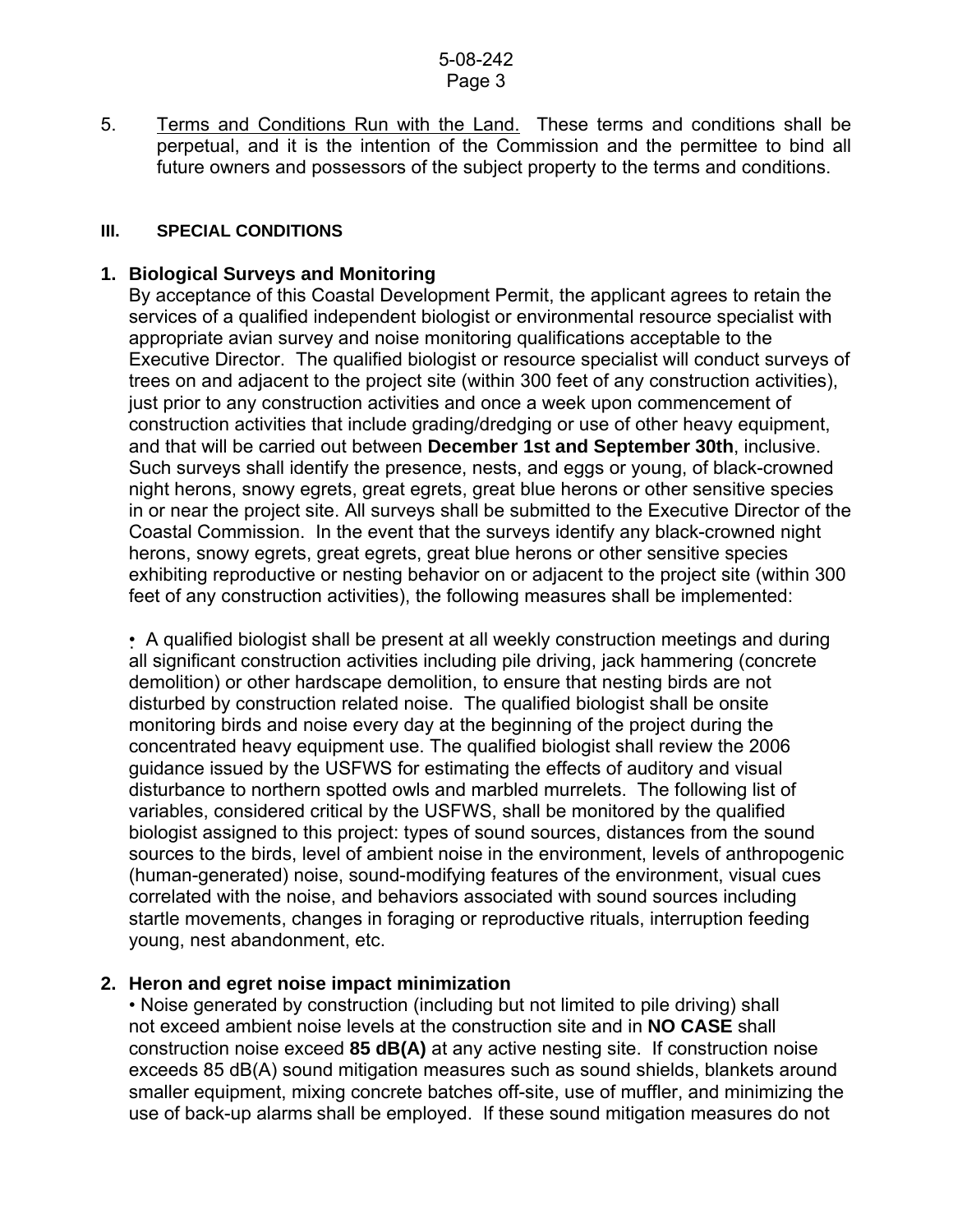5. Terms and Conditions Run with the Land. These terms and conditions shall be perpetual, and it is the intention of the Commission and the permittee to bind all future owners and possessors of the subject property to the terms and conditions.

## III. SPECIAL CONDITIONS

### 1. Biological Surveys and Monitoring

By acceptance of this Coastal Development Permit, the applicant agrees to retain the services of a qualified independent biologist or environmental resource specialist with appropriate avian survey and noise monitoring qualifications acceptable to the Executive Director. The qualified biologist or resource specialist will conduct surveys of trees on and adjacent to the project site (within 300 feet of any construction activities), just prior to any construction activities and once a week upon commencement of construction activities that include grading/dredging or use of other heavy equipment, and that will be carried out between **December 1st and September 30th**, inclusive. Such surveys shall identify the presence, nests, and eggs or young, of black-crowned night herons, snowy egrets, great egrets, great blue herons or other sensitive species in or near the project site. All surveys shall be submitted to the Executive Director of the Coastal Commission. In the event that the surveys identify any black-crowned night herons, snowy egrets, great egrets, great blue herons or other sensitive species exhibiting reproductive or nesting behavior on or adjacent to the project site (within 300 feet of any construction activities), the following measures shall be implemented:

- A qualified biologist shall be present at all weekly construction meetings and during all significant construction activities including pile driving, jack hammering (concrete demolition) or other hardscape demolition, to ensure that nesting birds are not disturbed by construction related noise. The qualified biologist shall be onsite monitoring birds and noise every day at the beginning of the project during the concentrated heavy equipment use. The qualified biologist shall review the 2006 guidance issued by the USFWS for estimating the effects of auditory and visual disturbance to northern spotted owls and marbled murrelets. The following list of variables, considered critical by the USFWS, shall be monitored by the qualified biologist assigned to this project: types of sound sources, distances from the sound sources to the birds, level of ambient noise in the environment, levels of anthropogenic (human-generated) noise, sound-modifying features of the environment, visual cues correlated with the noise, and behaviors associated with sound sources including startle movements, changes in foraging or reproductive rituals, interruption feeding young, nest abandonment, etc.

### 2. Heron and egret noise impact minimization

- Noise generated by construction (including but not limited to pile driving) shall not exceed ambient noise levels at the construction site and in **NO CASE** shall construction noise exceed **85 dB(A)** at any active nesting site. If construction noise exceeds 85 dB(A) sound mitigation measures such as sound shields, blankets around smaller equipment, mixing concrete batches off-site, use of muffler, and minimizing the use of back-up alarms shall be employed. If these sound mitigation measures do not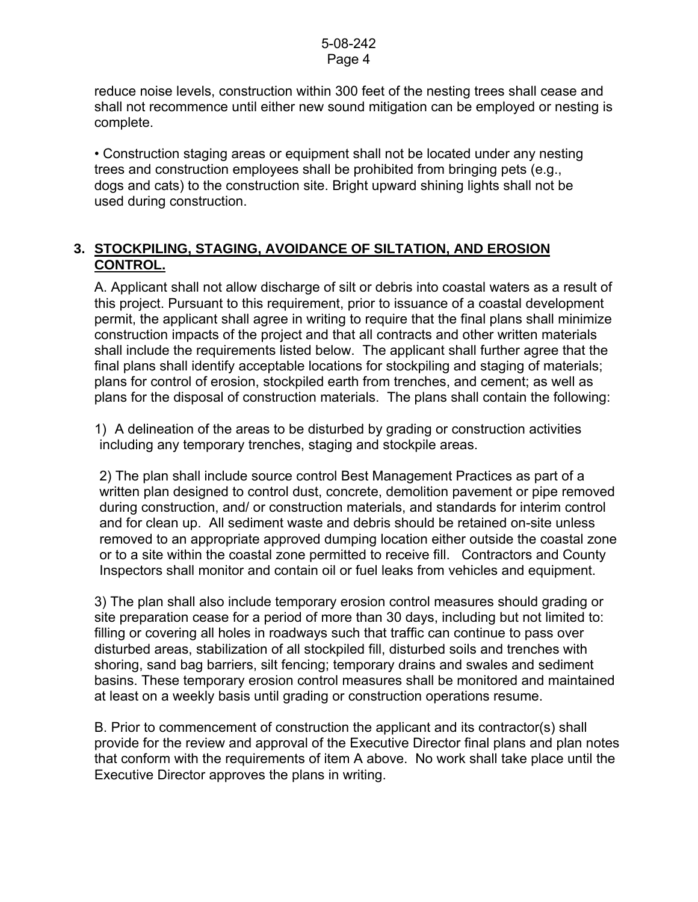reduce noise levels, construction within 300 feet of the nesting trees shall cease and shall not recommence until either new sound mitigation can be employed or nesting is complete.

• Construction staging areas or equipment shall not be located under any nesting trees and construction employees shall be prohibited from bringing pets (e.g., dogs and cats) to the construction site. Bright upward shining lights shall not be used during construction.

### 3. STOCKPILING, STAGING, AVOIDANCE OF SILTATION, AND EROSION CONTROL.

A. Applicant shall not allow discharge of silt or debris into coastal waters as a result of this project. Pursuant to this requirement, prior to issuance of a coastal development permit, the applicant shall agree in writing to require that the final plans shall minimize construction impacts of the project and that all contracts and other written materials shall include the requirements listed below. The applicant shall further agree that the final plans shall identify acceptable locations for stockpiling and staging of materials; plans for control of erosion, stockpiled earth from trenches, and cement; as well as plans for the disposal of construction materials. The plans shall contain the following:

1) A delineation of the areas to be disturbed by grading or construction activities including any temporary trenches, staging and stockpile areas.

2) The plan shall include source control Best Management Practices as part of a written plan designed to control dust, concrete, demolition pavement or pipe removed during construction, and/ or construction materials, and standards for interim control and for clean up. All sediment waste and debris should be retained on-site unless removed to an appropriate approved dumping location either outside the coastal zone or to a site within the coastal zone permitted to receive fill. Contractors and County Inspectors shall monitor and contain oil or fuel leaks from vehicles and equipment.

3) The plan shall also include temporary erosion control measures should grading or site preparation cease for a period of more than 30 days, including but not limited to: filling or covering all holes in roadways such that traffic can continue to pass over disturbed areas, stabilization of all stockpiled fill, disturbed soils and trenches with shoring, sand bag barriers, silt fencing; temporary drains and swales and sediment basins. These temporary erosion control measures shall be monitored and maintained at least on a weekly basis until grading or construction operations resume.

B. Prior to commencement of construction the applicant and its contractor(s) shall provide for the review and approval of the Executive Director final plans and plan notes that conform with the requirements of item A above. No work shall take place until the Executive Director approves the plans in writing.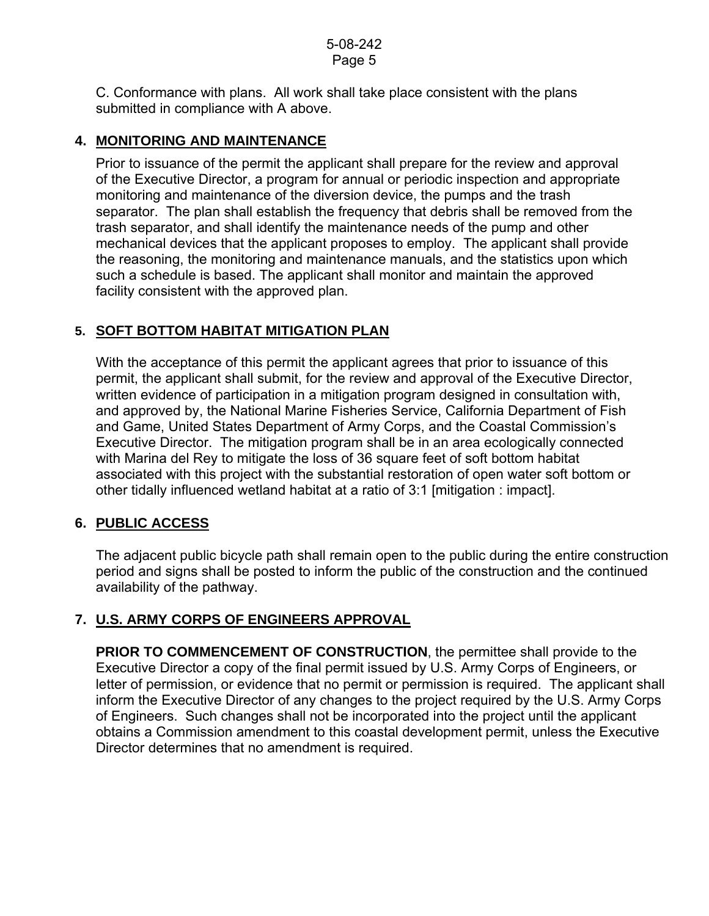C. Conformance with plans. All work shall take place consistent with the plans submitted in compliance with A above.

**4. MONITORING AND MAINTENANCE**

Prior to issuance of the permit the applicant shall prepare for the review and approval of the Executive Director, a program for annual or periodic inspection and appropriate monitoring and maintenance of the diversion device, the pumps and the trash separator. The plan shall establish the frequency that debris shall be removed from the trash separator, and shall identify the maintenance needs of the pump and other mechanical devices that the applicant proposes to employ. The applicant shall provide the reasoning, the monitoring and maintenance manuals, and the statistics upon which such a schedule is based. The applicant shall monitor and maintain the approved facility consistent with the approved plan.

**5. SOFT BOTTOM HABITAT MITIGATION PLAN**

With the acceptance of this permit the applicant agrees that prior to issuance of this permit, the applicant shall submit, for the review and approval of the Executive Director, written evidence of participation in a mitigation program designed in consultation with, and approved by, the National Marine Fisheries Service, California Department of Fish and Game, United States Department of Army Corps, and the Coastal Commission's Executive Director. The mitigation program shall be in an area ecologically connected with Marina del Rey to mitigate the loss of 36 square feet of soft bottom habitat associated with this project with the substantial restoration of open water soft bottom or other tidally influenced wetland habitat at a ratio of 3:1 [mitigation : impact].

**6. PUBLIC ACCESS**

The adjacent public bicycle path shall remain open to the public during the entire construction period and signs shall be posted to inform the public of the construction and the continued availability of the pathway.

**7. U.S. ARMY CORPS OF ENGINEERS APPROVAL**

**PRIOR TO COMMENCEMENT OF CONSTRUCTION**, the permittee shall provide to the Executive Director a copy of the final permit issued by U.S. Army Corps of Engineers, or letter of permission, or evidence that no permit or permission is required. The applicant shall inform the Executive Director of any changes to the project required by the U.S. Army Corps of Engineers. Such changes shall not be incorporated into the project until the applicant obtains a Commission amendment to this coastal development permit, unless the Executive Director determines that no amendment is required.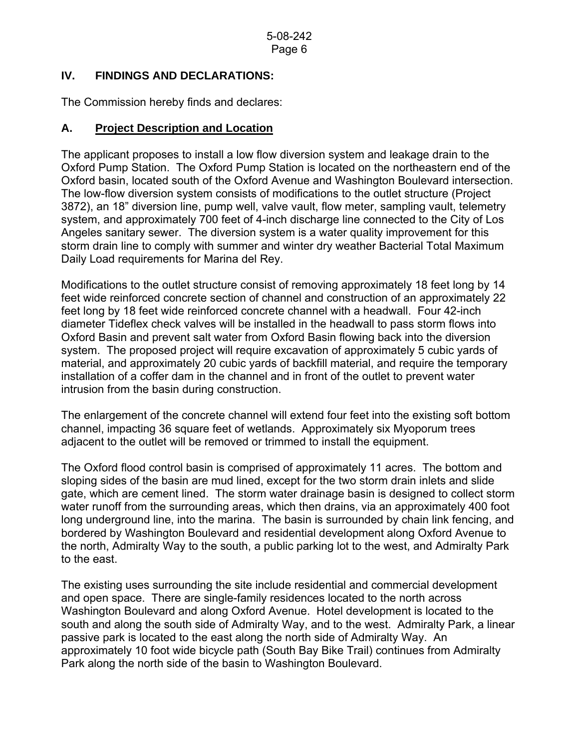## IV. FINDINGS AND DECLARATIONS:

The Commission hereby finds and declares:

### A. Project Description and Location

The applicant proposes to install a low flow diversion system and leakage drain to the Oxford Pump Station. The Oxford Pump Station is located on the northeastern end of the Oxford basin, located south of the Oxford Avenue and Washington Boulevard intersection. The low-flow diversion system consists of modifications to the outlet structure (Project 3872), an 18" diversion line, pump well, valve vault, flow meter, sampling vault, telemetry system, and approximately 700 feet of 4-inch discharge line connected to the City of Los Angeles sanitary sewer. The diversion system is a water quality improvement for this storm drain line to comply with summer and winter dry weather Bacterial Total Maximum Daily Load requirements for Marina del Rey.

Modifications to the outlet structure consist of removing approximately 18 feet long by 14 feet wide reinforced concrete section of channel and construction of an approximately 22 feet long by 18 feet wide reinforced concrete channel with a headwall. Four 42-inch diameter Tideflex check valves will be installed in the headwall to pass storm flows into Oxford Basin and prevent salt water from Oxford Basin flowing back into the diversion system. The proposed project will require excavation of approximately 5 cubic yards of material, and approximately 20 cubic yards of backfill material, and require the temporary installation of a coffer dam in the channel and in front of the outlet to prevent water intrusion from the basin during construction.

The enlargement of the concrete channel will extend four feet into the existing soft bottom channel, impacting 36 square feet of wetlands. Approximately six Myoporum trees adjacent to the outlet will be removed or trimmed to install the equipment.

The Oxford flood control basin is comprised of approximately 11 acres. The bottom and sloping sides of the basin are mud lined, except for the two storm drain inlets and slide gate, which are cement lined. The storm water drainage basin is designed to collect storm water runoff from the surrounding areas, which then drains, via an approximately 400 foot long underground line, into the marina. The basin is surrounded by chain link fencing, and bordered by Washington Boulevard and residential development along Oxford Avenue to the north, Admiralty Way to the south, a public parking lot to the west, and Admiralty Park to the east.

The existing uses surrounding the site include residential and commercial development and open space. There are single-family residences located to the north across Washington Boulevard and along Oxford Avenue. Hotel development is located to the south and along the south side of Admiralty Way, and to the west. Admiralty Park, a linear passive park is located to the east along the north side of Admiralty Way. An approximately 10 foot wide bicycle path (South Bay Bike Trail) continues from Admiralty Park along the north side of the basin to Washington Boulevard.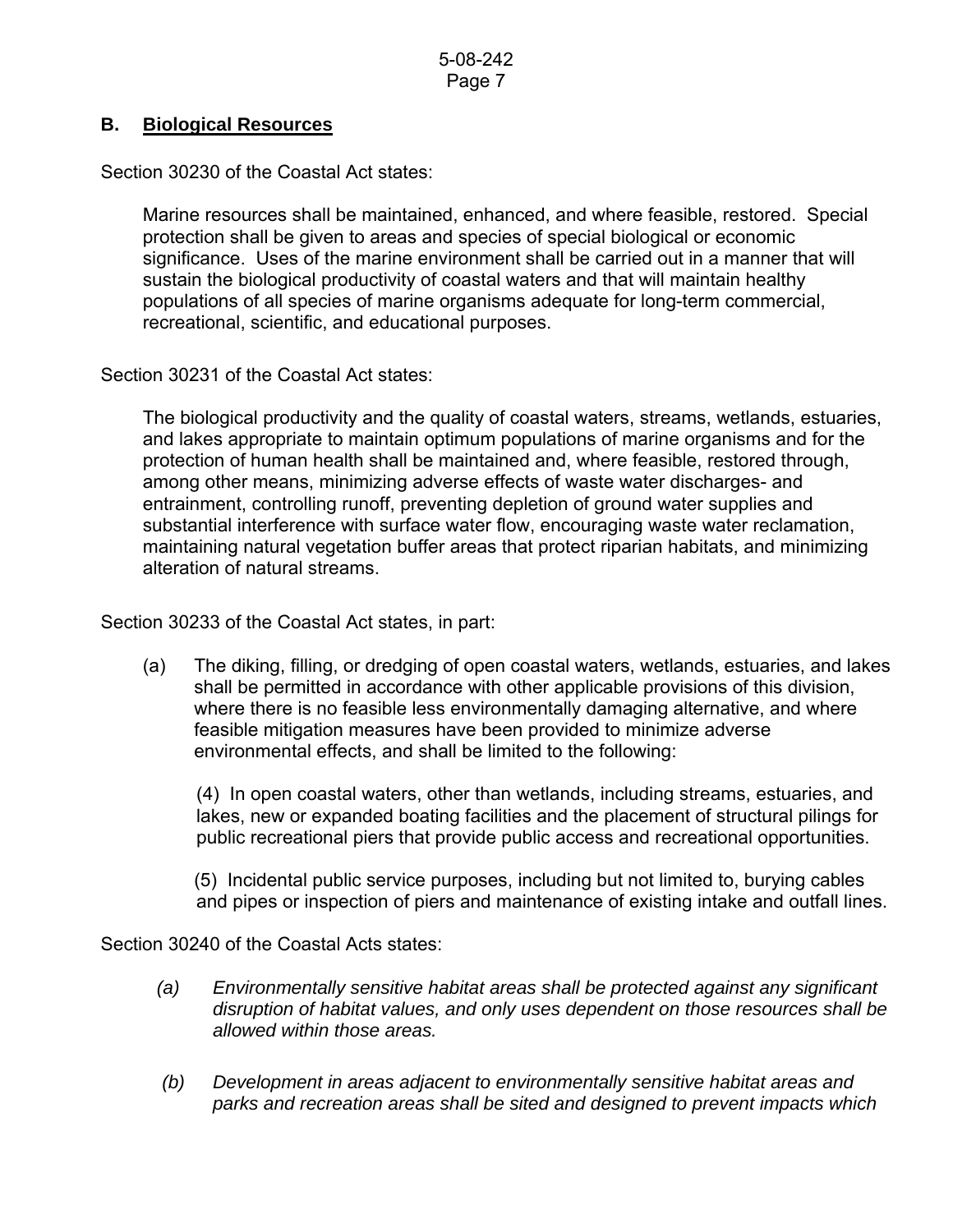## B. Biological Resources

Section 30230 of the Coastal Act states:

> Marine resources shall be maintained, enhanced, and where feasible, restored. Special protection shall be given to areas and species of special biological or economic significance. Uses of the marine environment shall be carried out in a manner that will sustain the biological productivity of coastal waters and that will maintain healthy populations of all species of marine organisms adequate for long-term commercial, recreational, scientific, and educational purposes.

Section 30231 of the Coastal Act states:

> The biological productivity and the quality of coastal waters, streams, wetlands, estuaries, and lakes appropriate to maintain optimum populations of marine organisms and for the protection of human health shall be maintained and, where feasible, restored through, among other means, minimizing adverse effects of waste water discharges- and entrainment, controlling runoff, preventing depletion of ground water supplies and substantial interference with surface water flow, encouraging waste water reclamation, maintaining natural vegetation buffer areas that protect riparian habitats, and minimizing alteration of natural streams.

Section 30233 of the Coastal Act states, in part:

> (a) The diking, filling, or dredging of open coastal waters, wetlands, estuaries, and lakes shall be permitted in accordance with other applicable provisions of this division, where there is no feasible less environmentally damaging alternative, and where feasible mitigation measures have been provided to minimize adverse environmental effects, and shall be limited to the following:
>
> (4) In open coastal waters, other than wetlands, including streams, estuaries, and lakes, new or expanded boating facilities and the placement of structural pilings for public recreational piers that provide public access and recreational opportunities.
>
> (5) Incidental public service purposes, including but not limited to, burying cables and pipes or inspection of piers and maintenance of existing intake and outfall lines.

Section 30240 of the Coastal Acts states:

> *(a) Environmentally sensitive habitat areas shall be protected against any significant disruption of habitat values, and only uses dependent on those resources shall be allowed within those areas.*
>
> *(b) Development in areas adjacent to environmentally sensitive habitat areas and parks and recreation areas shall be sited and designed to prevent impacts which*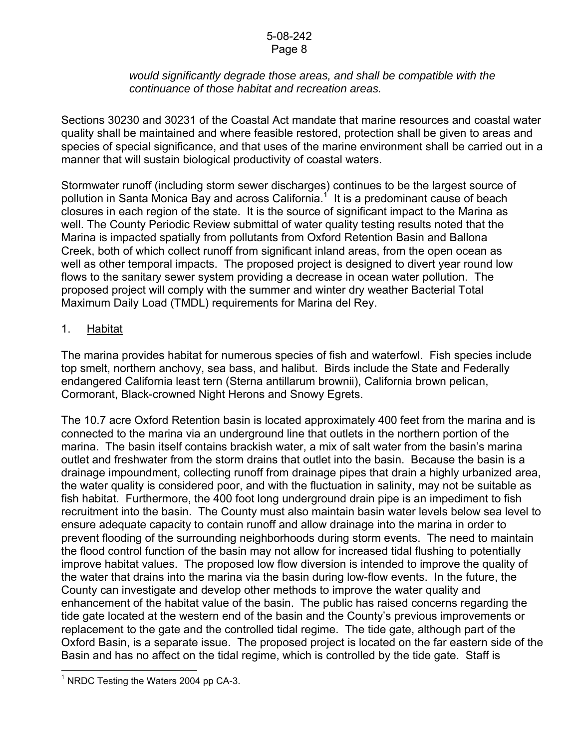*would significantly degrade those areas, and shall be compatible with the continuance of those habitat and recreation areas.*

Sections 30230 and 30231 of the Coastal Act mandate that marine resources and coastal water quality shall be maintained and where feasible restored, protection shall be given to areas and species of special significance, and that uses of the marine environment shall be carried out in a manner that will sustain biological productivity of coastal waters.

Stormwater runoff (including storm sewer discharges) continues to be the largest source of pollution in Santa Monica Bay and across California.[1] It is a predominant cause of beach closures in each region of the state. It is the source of significant impact to the Marina as well. The County Periodic Review submittal of water quality testing results noted that the Marina is impacted spatially from pollutants from Oxford Retention Basin and Ballona Creek, both of which collect runoff from significant inland areas, from the open ocean as well as other temporal impacts. The proposed project is designed to divert year round low flows to the sanitary sewer system providing a decrease in ocean water pollution. The proposed project will comply with the summer and winter dry weather Bacterial Total Maximum Daily Load (TMDL) requirements for Marina del Rey.

1. Habitat

The marina provides habitat for numerous species of fish and waterfowl. Fish species include top smelt, northern anchovy, sea bass, and halibut. Birds include the State and Federally endangered California least tern (Sterna antillarum brownii), California brown pelican, Cormorant, Black-crowned Night Herons and Snowy Egrets.

The 10.7 acre Oxford Retention basin is located approximately 400 feet from the marina and is connected to the marina via an underground line that outlets in the northern portion of the marina. The basin itself contains brackish water, a mix of salt water from the basin's marina outlet and freshwater from the storm drains that outlet into the basin. Because the basin is a drainage impoundment, collecting runoff from drainage pipes that drain a highly urbanized area, the water quality is considered poor, and with the fluctuation in salinity, may not be suitable as fish habitat. Furthermore, the 400 foot long underground drain pipe is an impediment to fish recruitment into the basin. The County must also maintain basin water levels below sea level to ensure adequate capacity to contain runoff and allow drainage into the marina in order to prevent flooding of the surrounding neighborhoods during storm events. The need to maintain the flood control function of the basin may not allow for increased tidal flushing to potentially improve habitat values. The proposed low flow diversion is intended to improve the quality of the water that drains into the marina via the basin during low-flow events. In the future, the County can investigate and develop other methods to improve the water quality and enhancement of the habitat value of the basin. The public has raised concerns regarding the tide gate located at the western end of the basin and the County's previous improvements or replacement to the gate and the controlled tidal regime. The tide gate, although part of the Oxford Basin, is a separate issue. The proposed project is located on the far eastern side of the Basin and has no affect on the tidal regime, which is controlled by the tide gate. Staff is

---

[1] NRDC Testing the Waters 2004 pp CA-3.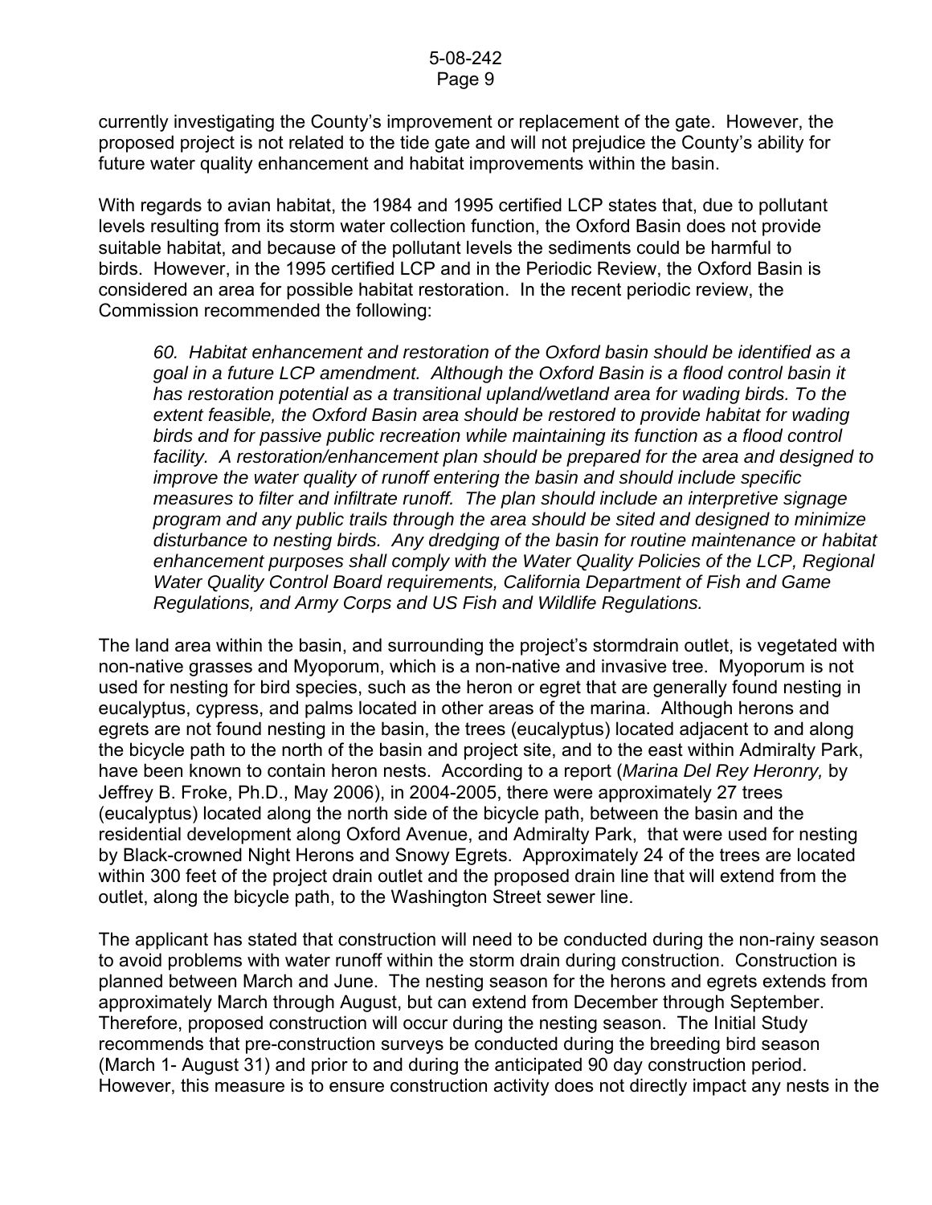currently investigating the County's improvement or replacement of the gate. However, the proposed project is not related to the tide gate and will not prejudice the County's ability for future water quality enhancement and habitat improvements within the basin.

With regards to avian habitat, the 1984 and 1995 certified LCP states that, due to pollutant levels resulting from its storm water collection function, the Oxford Basin does not provide suitable habitat, and because of the pollutant levels the sediments could be harmful to birds. However, in the 1995 certified LCP and in the Periodic Review, the Oxford Basin is considered an area for possible habitat restoration. In the recent periodic review, the Commission recommended the following:

> *60. Habitat enhancement and restoration of the Oxford basin should be identified as a goal in a future LCP amendment. Although the Oxford Basin is a flood control basin it has restoration potential as a transitional upland/wetland area for wading birds. To the extent feasible, the Oxford Basin area should be restored to provide habitat for wading birds and for passive public recreation while maintaining its function as a flood control facility. A restoration/enhancement plan should be prepared for the area and designed to improve the water quality of runoff entering the basin and should include specific measures to filter and infiltrate runoff. The plan should include an interpretive signage program and any public trails through the area should be sited and designed to minimize disturbance to nesting birds. Any dredging of the basin for routine maintenance or habitat enhancement purposes shall comply with the Water Quality Policies of the LCP, Regional Water Quality Control Board requirements, California Department of Fish and Game Regulations, and Army Corps and US Fish and Wildlife Regulations.*

The land area within the basin, and surrounding the project's stormdrain outlet, is vegetated with non-native grasses and Myoporum, which is a non-native and invasive tree. Myoporum is not used for nesting for bird species, such as the heron or egret that are generally found nesting in eucalyptus, cypress, and palms located in other areas of the marina. Although herons and egrets are not found nesting in the basin, the trees (eucalyptus) located adjacent to and along the bicycle path to the north of the basin and project site, and to the east within Admiralty Park, have been known to contain heron nests. According to a report (*Marina Del Rey Heronry,* by Jeffrey B. Froke, Ph.D., May 2006), in 2004-2005, there were approximately 27 trees (eucalyptus) located along the north side of the bicycle path, between the basin and the residential development along Oxford Avenue, and Admiralty Park, that were used for nesting by Black-crowned Night Herons and Snowy Egrets. Approximately 24 of the trees are located within 300 feet of the project drain outlet and the proposed drain line that will extend from the outlet, along the bicycle path, to the Washington Street sewer line.

The applicant has stated that construction will need to be conducted during the non-rainy season to avoid problems with water runoff within the storm drain during construction. Construction is planned between March and June. The nesting season for the herons and egrets extends from approximately March through August, but can extend from December through September. Therefore, proposed construction will occur during the nesting season. The Initial Study recommends that pre-construction surveys be conducted during the breeding bird season (March 1- August 31) and prior to and during the anticipated 90 day construction period. However, this measure is to ensure construction activity does not directly impact any nests in the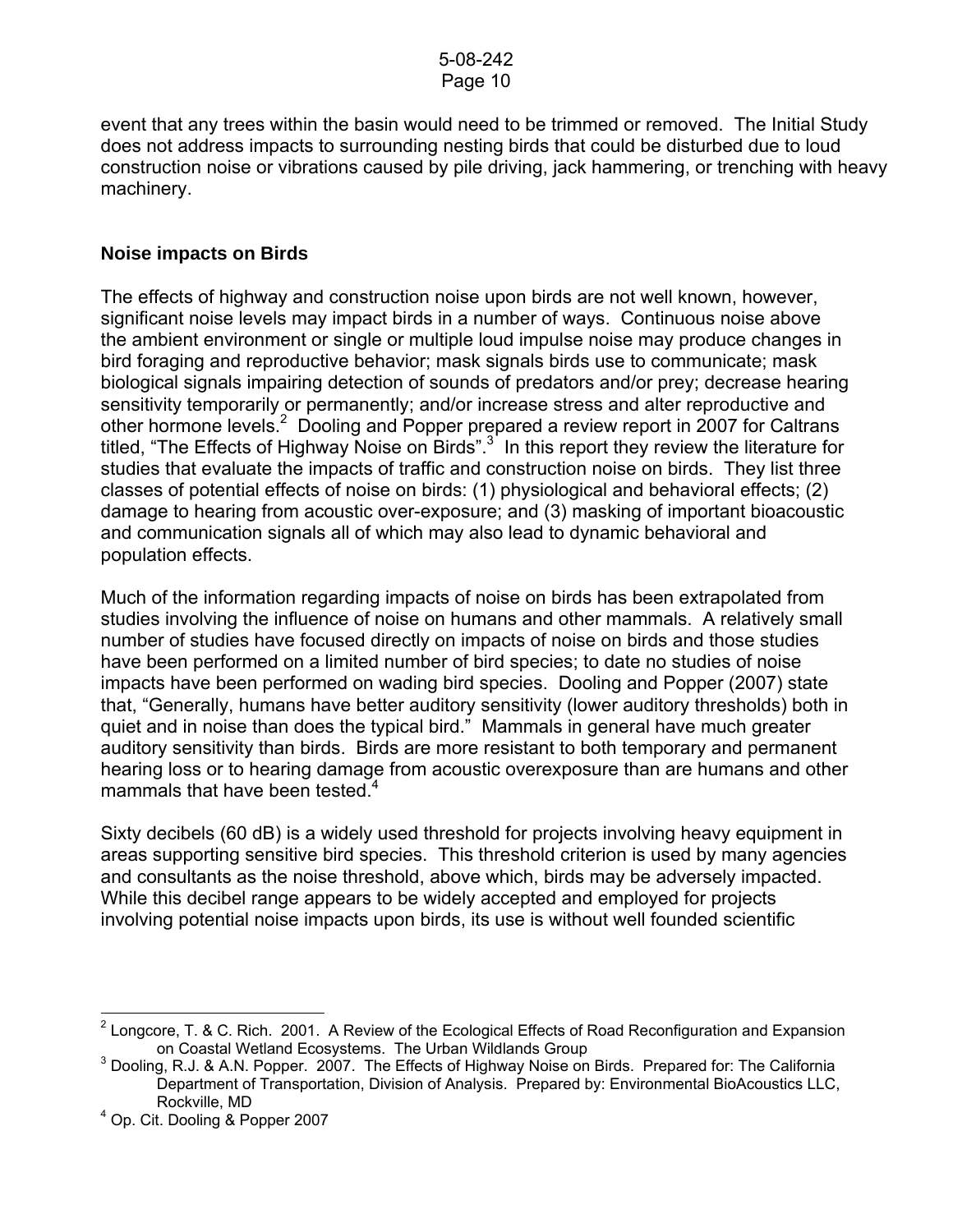event that any trees within the basin would need to be trimmed or removed. The Initial Study does not address impacts to surrounding nesting birds that could be disturbed due to loud construction noise or vibrations caused by pile driving, jack hammering, or trenching with heavy machinery.

**Noise impacts on Birds**

The effects of highway and construction noise upon birds are not well known, however, significant noise levels may impact birds in a number of ways. Continuous noise above the ambient environment or single or multiple loud impulse noise may produce changes in bird foraging and reproductive behavior; mask signals birds use to communicate; mask biological signals impairing detection of sounds of predators and/or prey; decrease hearing sensitivity temporarily or permanently; and/or increase stress and alter reproductive and other hormone levels.[2] Dooling and Popper prepared a review report in 2007 for Caltrans titled, "The Effects of Highway Noise on Birds".[3] In this report they review the literature for studies that evaluate the impacts of traffic and construction noise on birds. They list three classes of potential effects of noise on birds: (1) physiological and behavioral effects; (2) damage to hearing from acoustic over-exposure; and (3) masking of important bioacoustic and communication signals all of which may also lead to dynamic behavioral and population effects.

Much of the information regarding impacts of noise on birds has been extrapolated from studies involving the influence of noise on humans and other mammals. A relatively small number of studies have focused directly on impacts of noise on birds and those studies have been performed on a limited number of bird species; to date no studies of noise impacts have been performed on wading bird species. Dooling and Popper (2007) state that, "Generally, humans have better auditory sensitivity (lower auditory thresholds) both in quiet and in noise than does the typical bird." Mammals in general have much greater auditory sensitivity than birds. Birds are more resistant to both temporary and permanent hearing loss or to hearing damage from acoustic overexposure than are humans and other mammals that have been tested.[4]

Sixty decibels (60 dB) is a widely used threshold for projects involving heavy equipment in areas supporting sensitive bird species. This threshold criterion is used by many agencies and consultants as the noise threshold, above which, birds may be adversely impacted. While this decibel range appears to be widely accepted and employed for projects involving potential noise impacts upon birds, its use is without well founded scientific

---

[2] Longcore, T. & C. Rich. 2001. A Review of the Ecological Effects of Road Reconfiguration and Expansion on Coastal Wetland Ecosystems. The Urban Wildlands Group

[3] Dooling, R.J. & A.N. Popper. 2007. The Effects of Highway Noise on Birds. Prepared for: The California Department of Transportation, Division of Analysis. Prepared by: Environmental BioAcoustics LLC, Rockville, MD

[4] Op. Cit. Dooling & Popper 2007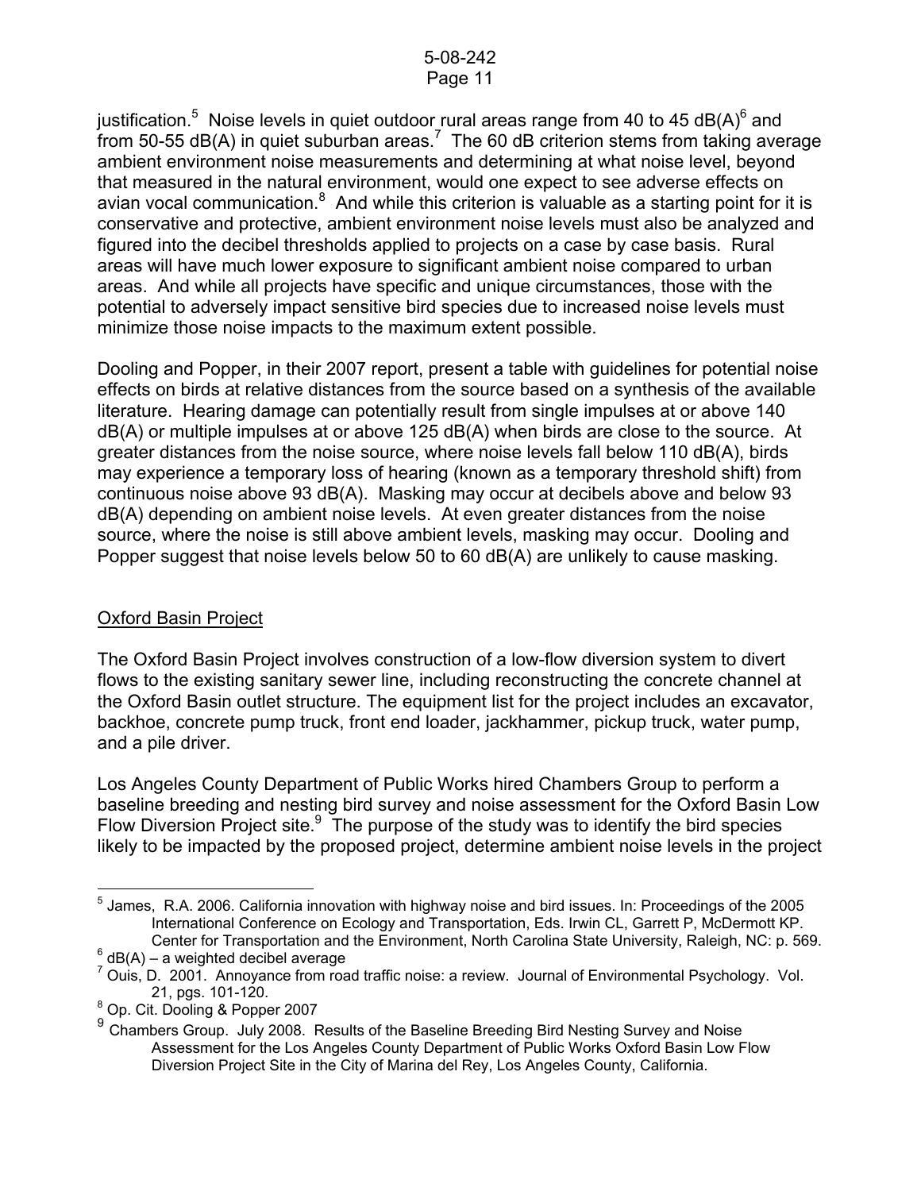justification.[5] Noise levels in quiet outdoor rural areas range from 40 to 45 dB(A)[6] and from 50-55 dB(A) in quiet suburban areas.[7] The 60 dB criterion stems from taking average ambient environment noise measurements and determining at what noise level, beyond that measured in the natural environment, would one expect to see adverse effects on avian vocal communication.[8] And while this criterion is valuable as a starting point for it is conservative and protective, ambient environment noise levels must also be analyzed and figured into the decibel thresholds applied to projects on a case by case basis. Rural areas will have much lower exposure to significant ambient noise compared to urban areas. And while all projects have specific and unique circumstances, those with the potential to adversely impact sensitive bird species due to increased noise levels must minimize those noise impacts to the maximum extent possible.

Dooling and Popper, in their 2007 report, present a table with guidelines for potential noise effects on birds at relative distances from the source based on a synthesis of the available literature. Hearing damage can potentially result from single impulses at or above 140 dB(A) or multiple impulses at or above 125 dB(A) when birds are close to the source. At greater distances from the noise source, where noise levels fall below 110 dB(A), birds may experience a temporary loss of hearing (known as a temporary threshold shift) from continuous noise above 93 dB(A). Masking may occur at decibels above and below 93 dB(A) depending on ambient noise levels. At even greater distances from the noise source, where the noise is still above ambient levels, masking may occur. Dooling and Popper suggest that noise levels below 50 to 60 dB(A) are unlikely to cause masking.

## Oxford Basin Project

The Oxford Basin Project involves construction of a low-flow diversion system to divert flows to the existing sanitary sewer line, including reconstructing the concrete channel at the Oxford Basin outlet structure. The equipment list for the project includes an excavator, backhoe, concrete pump truck, front end loader, jackhammer, pickup truck, water pump, and a pile driver.

Los Angeles County Department of Public Works hired Chambers Group to perform a baseline breeding and nesting bird survey and noise assessment for the Oxford Basin Low Flow Diversion Project site.[9] The purpose of the study was to identify the bird species likely to be impacted by the proposed project, determine ambient noise levels in the project

---

[5] James, R.A. 2006. California innovation with highway noise and bird issues. In: Proceedings of the 2005 International Conference on Ecology and Transportation, Eds. Irwin CL, Garrett P, McDermott KP. Center for Transportation and the Environment, North Carolina State University, Raleigh, NC: p. 569.

[6] dB(A) – a weighted decibel average

[7] Ouis, D. 2001. Annoyance from road traffic noise: a review. Journal of Environmental Psychology. Vol. 21, pgs. 101-120.

[8] Op. Cit. Dooling & Popper 2007

[9] Chambers Group. July 2008. Results of the Baseline Breeding Bird Nesting Survey and Noise Assessment for the Los Angeles County Department of Public Works Oxford Basin Low Flow Diversion Project Site in the City of Marina del Rey, Los Angeles County, California.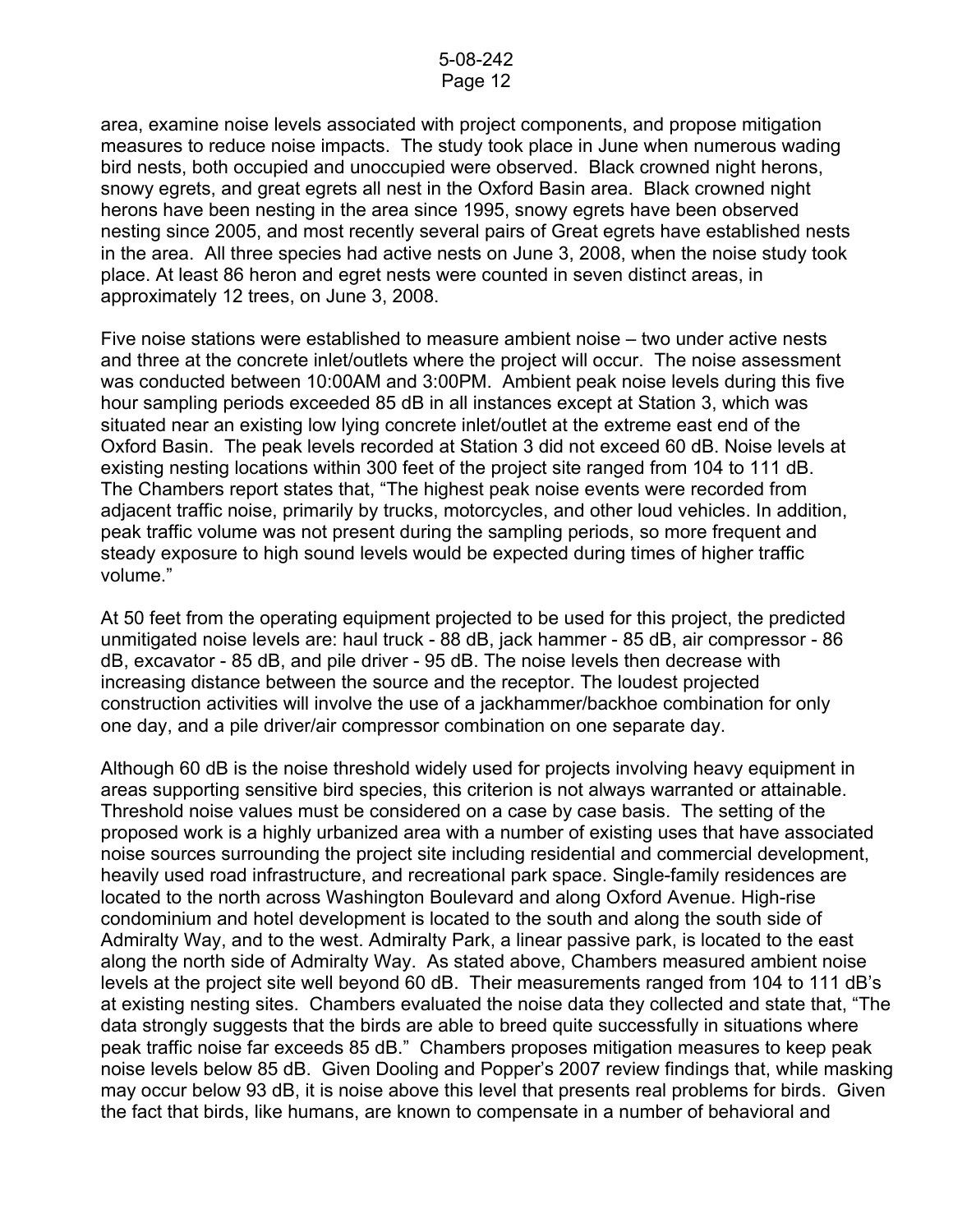area, examine noise levels associated with project components, and propose mitigation measures to reduce noise impacts. The study took place in June when numerous wading bird nests, both occupied and unoccupied were observed. Black crowned night herons, snowy egrets, and great egrets all nest in the Oxford Basin area. Black crowned night herons have been nesting in the area since 1995, snowy egrets have been observed nesting since 2005, and most recently several pairs of Great egrets have established nests in the area. All three species had active nests on June 3, 2008, when the noise study took place. At least 86 heron and egret nests were counted in seven distinct areas, in approximately 12 trees, on June 3, 2008.

Five noise stations were established to measure ambient noise – two under active nests and three at the concrete inlet/outlets where the project will occur. The noise assessment was conducted between 10:00AM and 3:00PM. Ambient peak noise levels during this five hour sampling periods exceeded 85 dB in all instances except at Station 3, which was situated near an existing low lying concrete inlet/outlet at the extreme east end of the Oxford Basin. The peak levels recorded at Station 3 did not exceed 60 dB. Noise levels at existing nesting locations within 300 feet of the project site ranged from 104 to 111 dB. The Chambers report states that, "The highest peak noise events were recorded from adjacent traffic noise, primarily by trucks, motorcycles, and other loud vehicles. In addition, peak traffic volume was not present during the sampling periods, so more frequent and steady exposure to high sound levels would be expected during times of higher traffic volume."

At 50 feet from the operating equipment projected to be used for this project, the predicted unmitigated noise levels are: haul truck - 88 dB, jack hammer - 85 dB, air compressor - 86 dB, excavator - 85 dB, and pile driver - 95 dB. The noise levels then decrease with increasing distance between the source and the receptor. The loudest projected construction activities will involve the use of a jackhammer/backhoe combination for only one day, and a pile driver/air compressor combination on one separate day.

Although 60 dB is the noise threshold widely used for projects involving heavy equipment in areas supporting sensitive bird species, this criterion is not always warranted or attainable. Threshold noise values must be considered on a case by case basis. The setting of the proposed work is a highly urbanized area with a number of existing uses that have associated noise sources surrounding the project site including residential and commercial development, heavily used road infrastructure, and recreational park space. Single-family residences are located to the north across Washington Boulevard and along Oxford Avenue. High-rise condominium and hotel development is located to the south and along the south side of Admiralty Way, and to the west. Admiralty Park, a linear passive park, is located to the east along the north side of Admiralty Way. As stated above, Chambers measured ambient noise levels at the project site well beyond 60 dB. Their measurements ranged from 104 to 111 dB's at existing nesting sites. Chambers evaluated the noise data they collected and state that, "The data strongly suggests that the birds are able to breed quite successfully in situations where peak traffic noise far exceeds 85 dB." Chambers proposes mitigation measures to keep peak noise levels below 85 dB. Given Dooling and Popper's 2007 review findings that, while masking may occur below 93 dB, it is noise above this level that presents real problems for birds. Given the fact that birds, like humans, are known to compensate in a number of behavioral and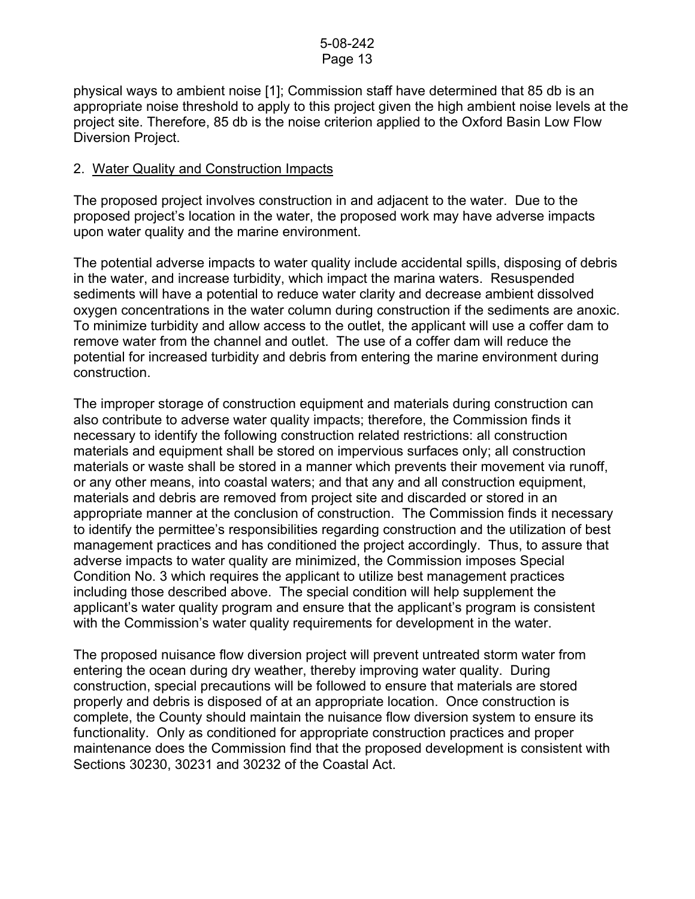physical ways to ambient noise [1]; Commission staff have determined that 85 db is an appropriate noise threshold to apply to this project given the high ambient noise levels at the project site. Therefore, 85 db is the noise criterion applied to the Oxford Basin Low Flow Diversion Project.

2. Water Quality and Construction Impacts

The proposed project involves construction in and adjacent to the water. Due to the proposed project's location in the water, the proposed work may have adverse impacts upon water quality and the marine environment.

The potential adverse impacts to water quality include accidental spills, disposing of debris in the water, and increase turbidity, which impact the marina waters. Resuspended sediments will have a potential to reduce water clarity and decrease ambient dissolved oxygen concentrations in the water column during construction if the sediments are anoxic. To minimize turbidity and allow access to the outlet, the applicant will use a coffer dam to remove water from the channel and outlet. The use of a coffer dam will reduce the potential for increased turbidity and debris from entering the marine environment during construction.

The improper storage of construction equipment and materials during construction can also contribute to adverse water quality impacts; therefore, the Commission finds it necessary to identify the following construction related restrictions: all construction materials and equipment shall be stored on impervious surfaces only; all construction materials or waste shall be stored in a manner which prevents their movement via runoff, or any other means, into coastal waters; and that any and all construction equipment, materials and debris are removed from project site and discarded or stored in an appropriate manner at the conclusion of construction. The Commission finds it necessary to identify the permittee's responsibilities regarding construction and the utilization of best management practices and has conditioned the project accordingly. Thus, to assure that adverse impacts to water quality are minimized, the Commission imposes Special Condition No. 3 which requires the applicant to utilize best management practices including those described above. The special condition will help supplement the applicant's water quality program and ensure that the applicant's program is consistent with the Commission's water quality requirements for development in the water.

The proposed nuisance flow diversion project will prevent untreated storm water from entering the ocean during dry weather, thereby improving water quality. During construction, special precautions will be followed to ensure that materials are stored properly and debris is disposed of at an appropriate location. Once construction is complete, the County should maintain the nuisance flow diversion system to ensure its functionality. Only as conditioned for appropriate construction practices and proper maintenance does the Commission find that the proposed development is consistent with Sections 30230, 30231 and 30232 of the Coastal Act.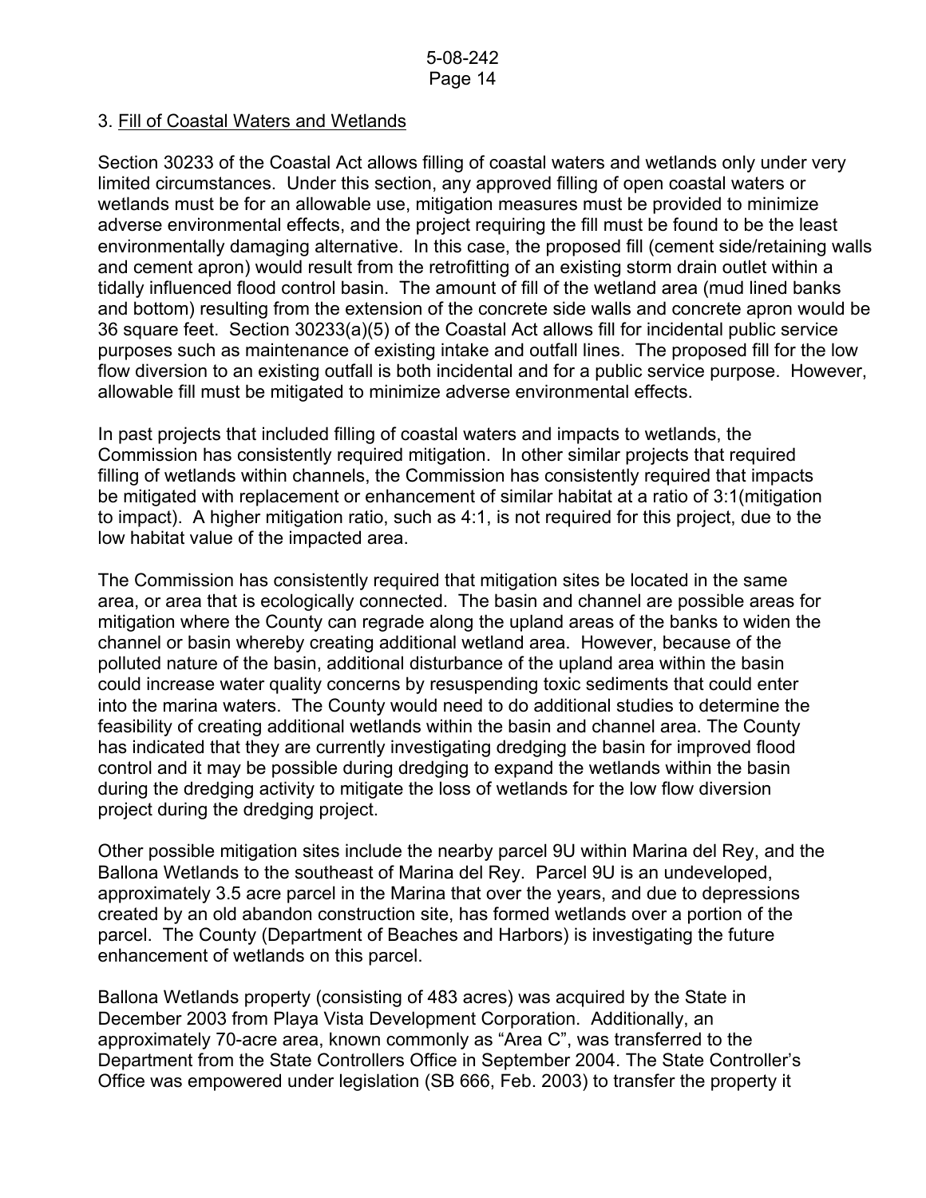3. <u>Fill of Coastal Waters and Wetlands</u>

Section 30233 of the Coastal Act allows filling of coastal waters and wetlands only under very limited circumstances. Under this section, any approved filling of open coastal waters or wetlands must be for an allowable use, mitigation measures must be provided to minimize adverse environmental effects, and the project requiring the fill must be found to be the least environmentally damaging alternative. In this case, the proposed fill (cement side/retaining walls and cement apron) would result from the retrofitting of an existing storm drain outlet within a tidally influenced flood control basin. The amount of fill of the wetland area (mud lined banks and bottom) resulting from the extension of the concrete side walls and concrete apron would be 36 square feet. Section 30233(a)(5) of the Coastal Act allows fill for incidental public service purposes such as maintenance of existing intake and outfall lines. The proposed fill for the low flow diversion to an existing outfall is both incidental and for a public service purpose. However, allowable fill must be mitigated to minimize adverse environmental effects.

In past projects that included filling of coastal waters and impacts to wetlands, the Commission has consistently required mitigation. In other similar projects that required filling of wetlands within channels, the Commission has consistently required that impacts be mitigated with replacement or enhancement of similar habitat at a ratio of 3:1(mitigation to impact). A higher mitigation ratio, such as 4:1, is not required for this project, due to the low habitat value of the impacted area.

The Commission has consistently required that mitigation sites be located in the same area, or area that is ecologically connected. The basin and channel are possible areas for mitigation where the County can regrade along the upland areas of the banks to widen the channel or basin whereby creating additional wetland area. However, because of the polluted nature of the basin, additional disturbance of the upland area within the basin could increase water quality concerns by resuspending toxic sediments that could enter into the marina waters. The County would need to do additional studies to determine the feasibility of creating additional wetlands within the basin and channel area. The County has indicated that they are currently investigating dredging the basin for improved flood control and it may be possible during dredging to expand the wetlands within the basin during the dredging activity to mitigate the loss of wetlands for the low flow diversion project during the dredging project.

Other possible mitigation sites include the nearby parcel 9U within Marina del Rey, and the Ballona Wetlands to the southeast of Marina del Rey. Parcel 9U is an undeveloped, approximately 3.5 acre parcel in the Marina that over the years, and due to depressions created by an old abandon construction site, has formed wetlands over a portion of the parcel. The County (Department of Beaches and Harbors) is investigating the future enhancement of wetlands on this parcel.

Ballona Wetlands property (consisting of 483 acres) was acquired by the State in December 2003 from Playa Vista Development Corporation. Additionally, an approximately 70-acre area, known commonly as "Area C", was transferred to the Department from the State Controllers Office in September 2004. The State Controller's Office was empowered under legislation (SB 666, Feb. 2003) to transfer the property it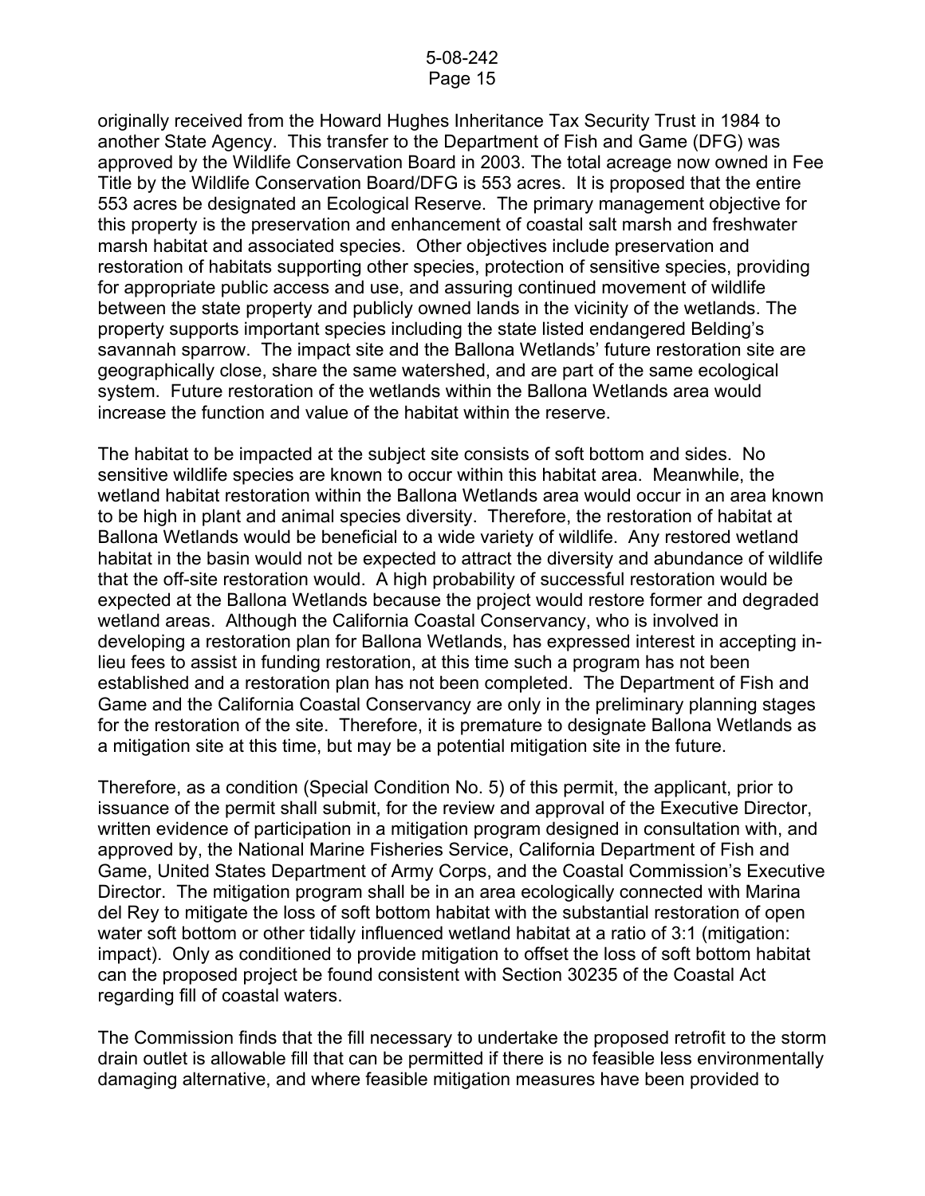originally received from the Howard Hughes Inheritance Tax Security Trust in 1984 to another State Agency. This transfer to the Department of Fish and Game (DFG) was approved by the Wildlife Conservation Board in 2003. The total acreage now owned in Fee Title by the Wildlife Conservation Board/DFG is 553 acres. It is proposed that the entire 553 acres be designated an Ecological Reserve. The primary management objective for this property is the preservation and enhancement of coastal salt marsh and freshwater marsh habitat and associated species. Other objectives include preservation and restoration of habitats supporting other species, protection of sensitive species, providing for appropriate public access and use, and assuring continued movement of wildlife between the state property and publicly owned lands in the vicinity of the wetlands. The property supports important species including the state listed endangered Belding's savannah sparrow. The impact site and the Ballona Wetlands' future restoration site are geographically close, share the same watershed, and are part of the same ecological system. Future restoration of the wetlands within the Ballona Wetlands area would increase the function and value of the habitat within the reserve.

The habitat to be impacted at the subject site consists of soft bottom and sides. No sensitive wildlife species are known to occur within this habitat area. Meanwhile, the wetland habitat restoration within the Ballona Wetlands area would occur in an area known to be high in plant and animal species diversity. Therefore, the restoration of habitat at Ballona Wetlands would be beneficial to a wide variety of wildlife. Any restored wetland habitat in the basin would not be expected to attract the diversity and abundance of wildlife that the off-site restoration would. A high probability of successful restoration would be expected at the Ballona Wetlands because the project would restore former and degraded wetland areas. Although the California Coastal Conservancy, who is involved in developing a restoration plan for Ballona Wetlands, has expressed interest in accepting in-lieu fees to assist in funding restoration, at this time such a program has not been established and a restoration plan has not been completed. The Department of Fish and Game and the California Coastal Conservancy are only in the preliminary planning stages for the restoration of the site. Therefore, it is premature to designate Ballona Wetlands as a mitigation site at this time, but may be a potential mitigation site in the future.

Therefore, as a condition (Special Condition No. 5) of this permit, the applicant, prior to issuance of the permit shall submit, for the review and approval of the Executive Director, written evidence of participation in a mitigation program designed in consultation with, and approved by, the National Marine Fisheries Service, California Department of Fish and Game, United States Department of Army Corps, and the Coastal Commission's Executive Director. The mitigation program shall be in an area ecologically connected with Marina del Rey to mitigate the loss of soft bottom habitat with the substantial restoration of open water soft bottom or other tidally influenced wetland habitat at a ratio of 3:1 (mitigation: impact). Only as conditioned to provide mitigation to offset the loss of soft bottom habitat can the proposed project be found consistent with Section 30235 of the Coastal Act regarding fill of coastal waters.

The Commission finds that the fill necessary to undertake the proposed retrofit to the storm drain outlet is allowable fill that can be permitted if there is no feasible less environmentally damaging alternative, and where feasible mitigation measures have been provided to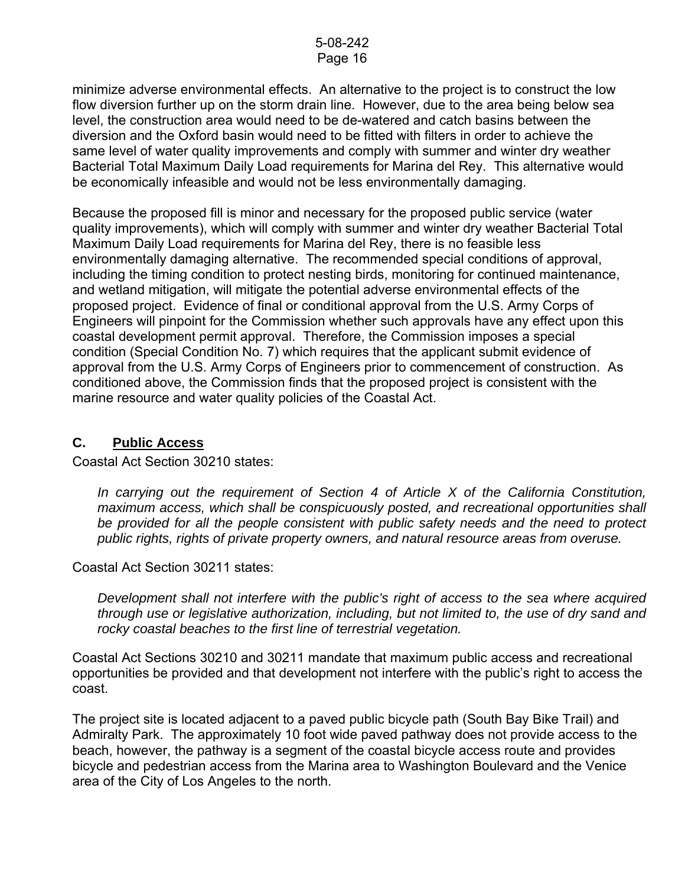minimize adverse environmental effects. An alternative to the project is to construct the low flow diversion further up on the storm drain line. However, due to the area being below sea level, the construction area would need to be de-watered and catch basins between the diversion and the Oxford basin would need to be fitted with filters in order to achieve the same level of water quality improvements and comply with summer and winter dry weather Bacterial Total Maximum Daily Load requirements for Marina del Rey. This alternative would be economically infeasible and would not be less environmentally damaging.

Because the proposed fill is minor and necessary for the proposed public service (water quality improvements), which will comply with summer and winter dry weather Bacterial Total Maximum Daily Load requirements for Marina del Rey, there is no feasible less environmentally damaging alternative. The recommended special conditions of approval, including the timing condition to protect nesting birds, monitoring for continued maintenance, and wetland mitigation, will mitigate the potential adverse environmental effects of the proposed project. Evidence of final or conditional approval from the U.S. Army Corps of Engineers will pinpoint for the Commission whether such approvals have any effect upon this coastal development permit approval. Therefore, the Commission imposes a special condition (Special Condition No. 7) which requires that the applicant submit evidence of approval from the U.S. Army Corps of Engineers prior to commencement of construction. As conditioned above, the Commission finds that the proposed project is consistent with the marine resource and water quality policies of the Coastal Act.

## C. Public Access

Coastal Act Section 30210 states:

> *In carrying out the requirement of Section 4 of Article X of the California Constitution, maximum access, which shall be conspicuously posted, and recreational opportunities shall be provided for all the people consistent with public safety needs and the need to protect public rights, rights of private property owners, and natural resource areas from overuse.*

Coastal Act Section 30211 states:

> *Development shall not interfere with the public's right of access to the sea where acquired through use or legislative authorization, including, but not limited to, the use of dry sand and rocky coastal beaches to the first line of terrestrial vegetation.*

Coastal Act Sections 30210 and 30211 mandate that maximum public access and recreational opportunities be provided and that development not interfere with the public's right to access the coast.

The project site is located adjacent to a paved public bicycle path (South Bay Bike Trail) and Admiralty Park. The approximately 10 foot wide paved pathway does not provide access to the beach, however, the pathway is a segment of the coastal bicycle access route and provides bicycle and pedestrian access from the Marina area to Washington Boulevard and the Venice area of the City of Los Angeles to the north.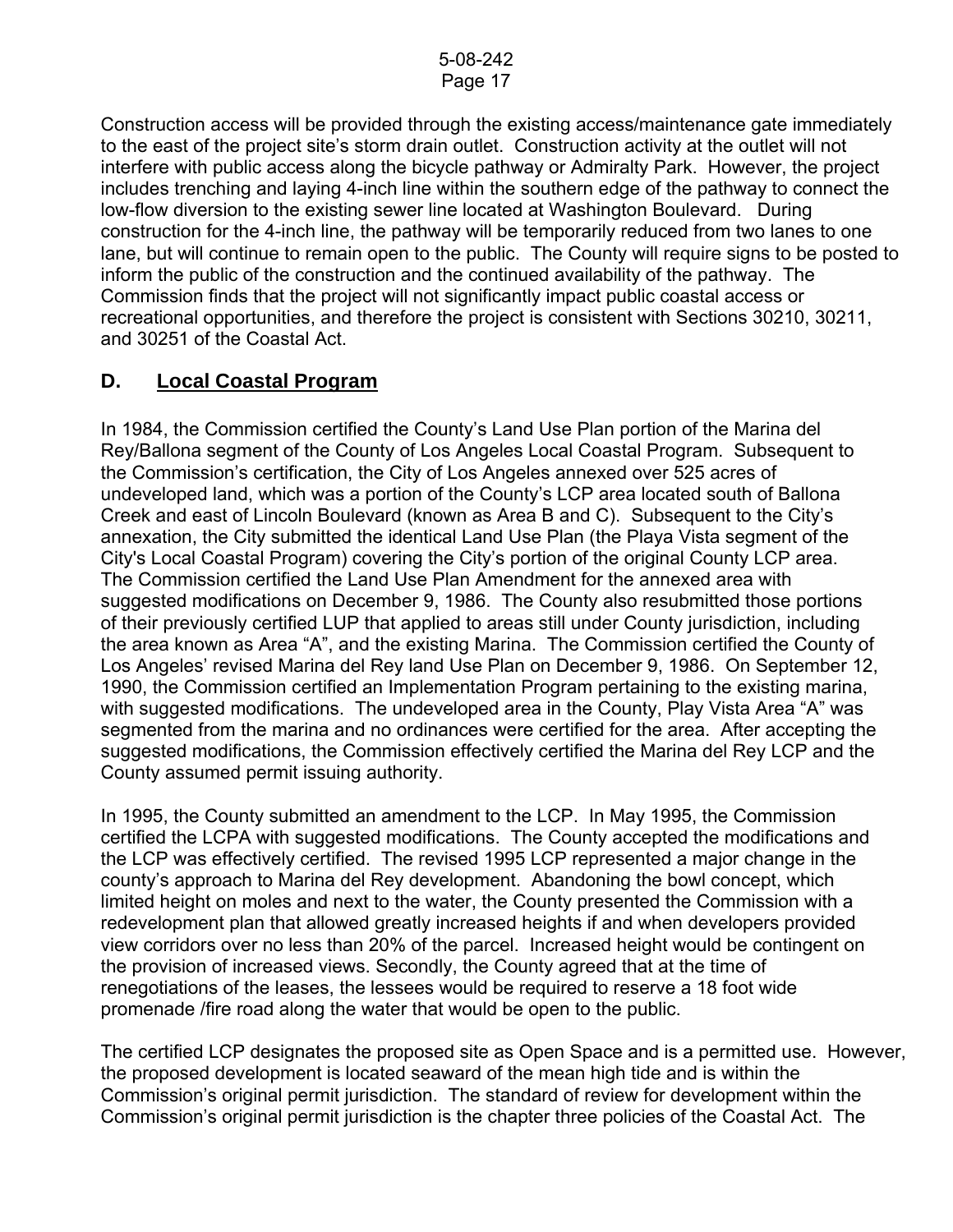Construction access will be provided through the existing access/maintenance gate immediately to the east of the project site's storm drain outlet. Construction activity at the outlet will not interfere with public access along the bicycle pathway or Admiralty Park. However, the project includes trenching and laying 4-inch line within the southern edge of the pathway to connect the low-flow diversion to the existing sewer line located at Washington Boulevard. During construction for the 4-inch line, the pathway will be temporarily reduced from two lanes to one lane, but will continue to remain open to the public. The County will require signs to be posted to inform the public of the construction and the continued availability of the pathway. The Commission finds that the project will not significantly impact public coastal access or recreational opportunities, and therefore the project is consistent with Sections 30210, 30211, and 30251 of the Coastal Act.

## D. <u>Local Coastal Program</u>

In 1984, the Commission certified the County's Land Use Plan portion of the Marina del Rey/Ballona segment of the County of Los Angeles Local Coastal Program. Subsequent to the Commission's certification, the City of Los Angeles annexed over 525 acres of undeveloped land, which was a portion of the County's LCP area located south of Ballona Creek and east of Lincoln Boulevard (known as Area B and C). Subsequent to the City's annexation, the City submitted the identical Land Use Plan (the Playa Vista segment of the City's Local Coastal Program) covering the City's portion of the original County LCP area. The Commission certified the Land Use Plan Amendment for the annexed area with suggested modifications on December 9, 1986. The County also resubmitted those portions of their previously certified LUP that applied to areas still under County jurisdiction, including the area known as Area "A", and the existing Marina. The Commission certified the County of Los Angeles' revised Marina del Rey land Use Plan on December 9, 1986. On September 12, 1990, the Commission certified an Implementation Program pertaining to the existing marina, with suggested modifications. The undeveloped area in the County, Play Vista Area "A" was segmented from the marina and no ordinances were certified for the area. After accepting the suggested modifications, the Commission effectively certified the Marina del Rey LCP and the County assumed permit issuing authority.

In 1995, the County submitted an amendment to the LCP. In May 1995, the Commission certified the LCPA with suggested modifications. The County accepted the modifications and the LCP was effectively certified. The revised 1995 LCP represented a major change in the county's approach to Marina del Rey development. Abandoning the bowl concept, which limited height on moles and next to the water, the County presented the Commission with a redevelopment plan that allowed greatly increased heights if and when developers provided view corridors over no less than 20% of the parcel. Increased height would be contingent on the provision of increased views. Secondly, the County agreed that at the time of renegotiations of the leases, the lessees would be required to reserve a 18 foot wide promenade /fire road along the water that would be open to the public.

The certified LCP designates the proposed site as Open Space and is a permitted use. However, the proposed development is located seaward of the mean high tide and is within the Commission's original permit jurisdiction. The standard of review for development within the Commission's original permit jurisdiction is the chapter three policies of the Coastal Act. The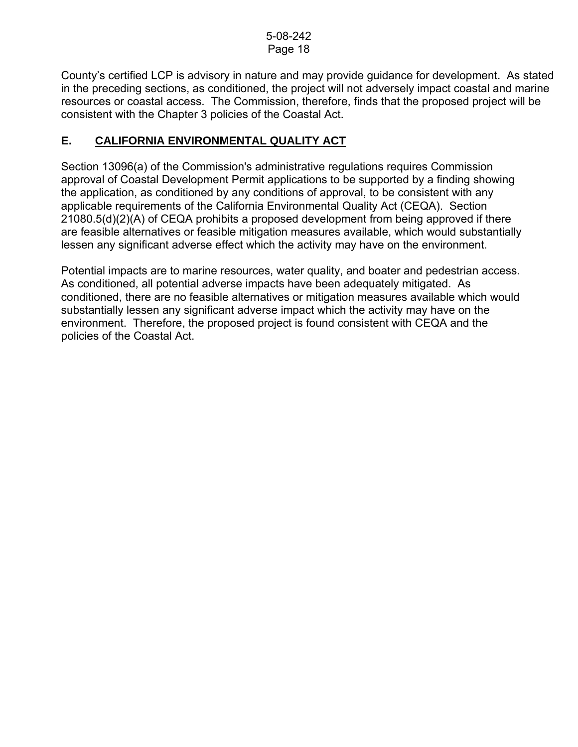County's certified LCP is advisory in nature and may provide guidance for development. As stated in the preceding sections, as conditioned, the project will not adversely impact coastal and marine resources or coastal access. The Commission, therefore, finds that the proposed project will be consistent with the Chapter 3 policies of the Coastal Act.

## E. CALIFORNIA ENVIRONMENTAL QUALITY ACT

Section 13096(a) of the Commission's administrative regulations requires Commission approval of Coastal Development Permit applications to be supported by a finding showing the application, as conditioned by any conditions of approval, to be consistent with any applicable requirements of the California Environmental Quality Act (CEQA). Section 21080.5(d)(2)(A) of CEQA prohibits a proposed development from being approved if there are feasible alternatives or feasible mitigation measures available, which would substantially lessen any significant adverse effect which the activity may have on the environment.

Potential impacts are to marine resources, water quality, and boater and pedestrian access. As conditioned, all potential adverse impacts have been adequately mitigated. As conditioned, there are no feasible alternatives or mitigation measures available which would substantially lessen any significant adverse impact which the activity may have on the environment. Therefore, the proposed project is found consistent with CEQA and the policies of the Coastal Act.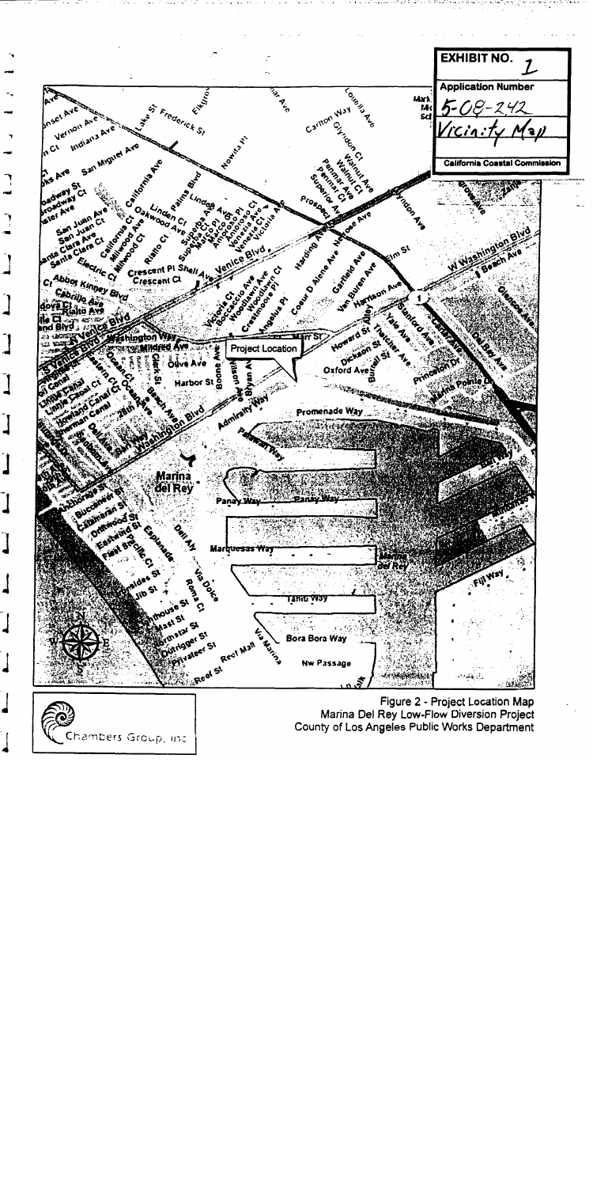**EXHIBIT NO. 1**

**Application Number**

5-08-242

Vicinity Map

**California Coastal Commission**

Figure 2 - Project Location Map
Marina Del Rey Low-Flow Diversion Project
County of Los Angeles Public Works Department

Chambers Group, Inc.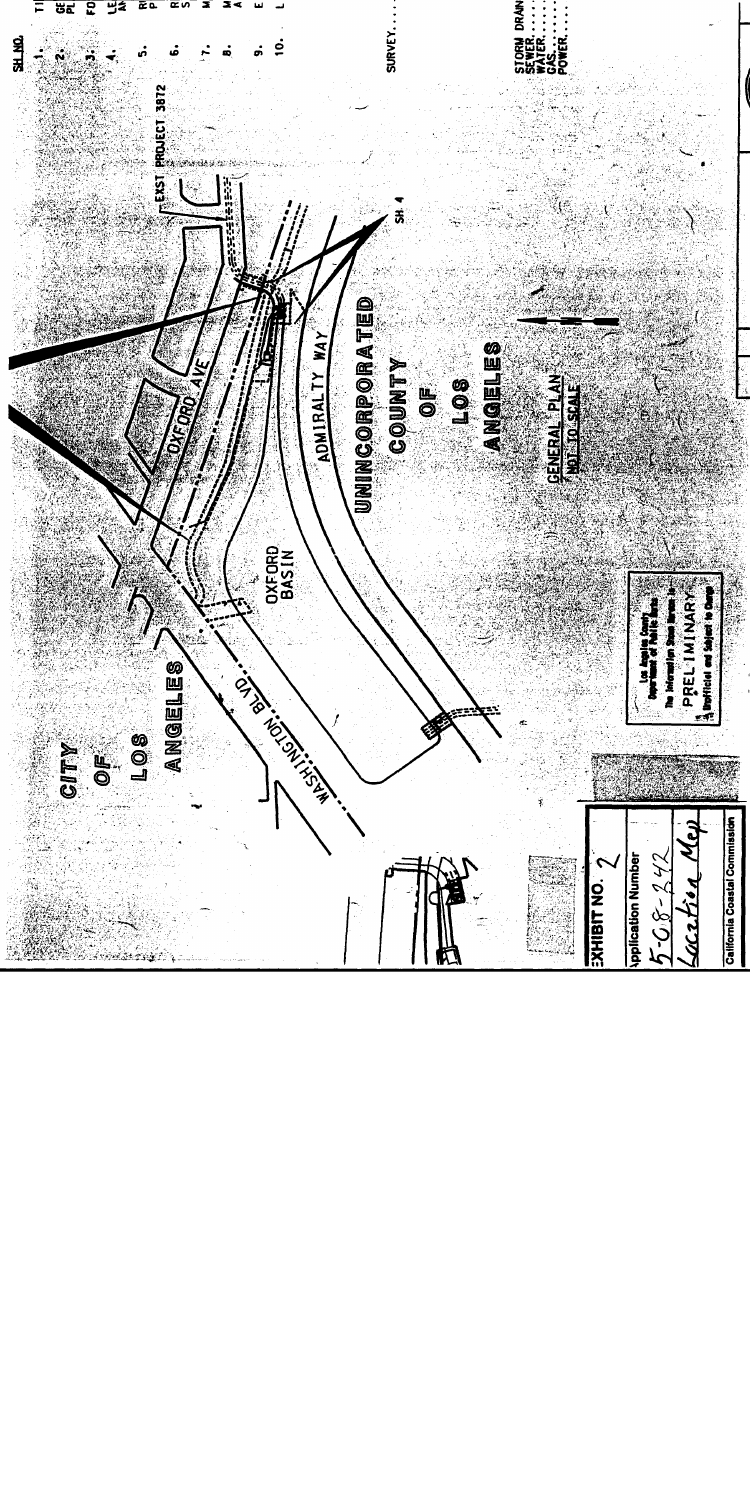CITY OF LOS ANGELES

WASHINGTON BLVD.

OXFORD AVE

OXFORD BASIN

ADMIRALTY WAY

UNINCORPORATED COUNTY OF LOS ANGELES

EXST PROJECT 3872

SH. 4

GENERAL PLAN
NOT TO SCALE

Los Angeles County
Department of Public Works
The Information Shown Hereon Is
PRELIMINARY
Unofficial and Subject to Change

SH. NO.
1.
2.
3.
4.
5.
6.
7.
8.
9.
10.

SURVEY.....

STORM DRAIN
SEWER.....
WATER.....
GAS.....
POWER.....

EXHIBIT NO. 2

Application Number
5-08-242

Location Map

California Coastal Commission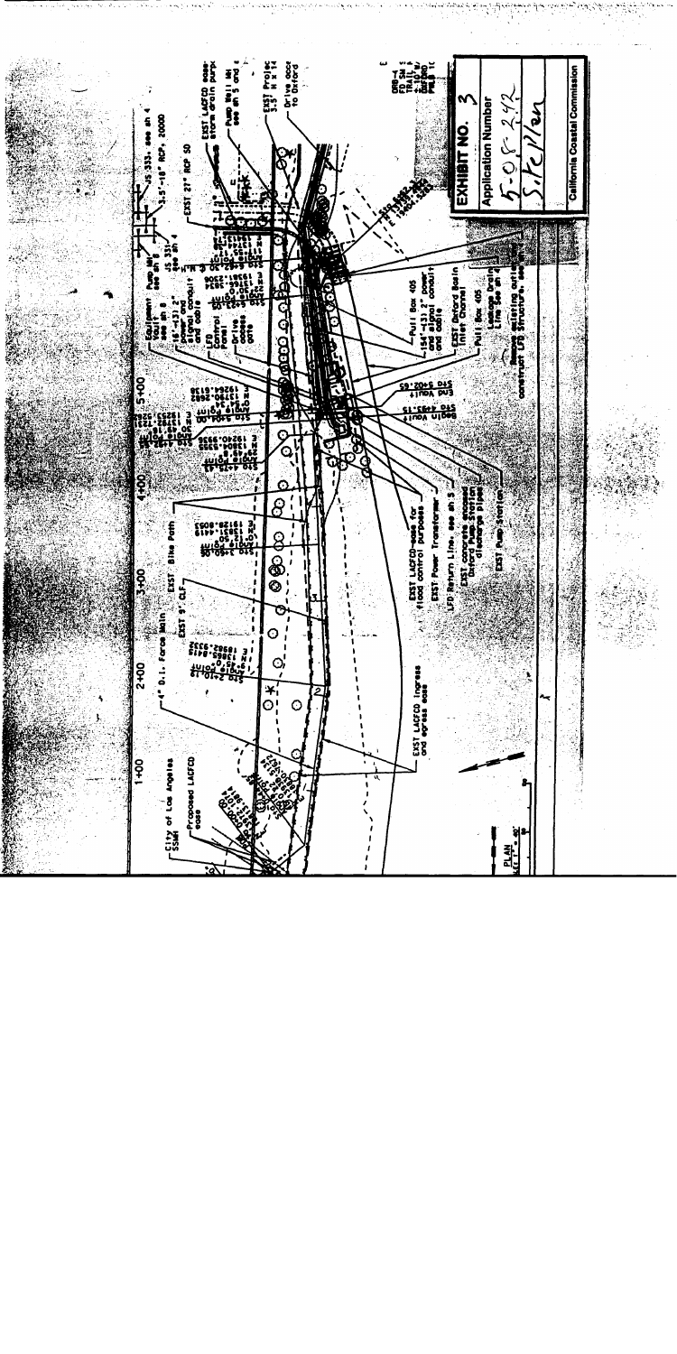## EXHIBIT NO. 3

Application Number

5-08-242

Site Plan

California Coastal Commission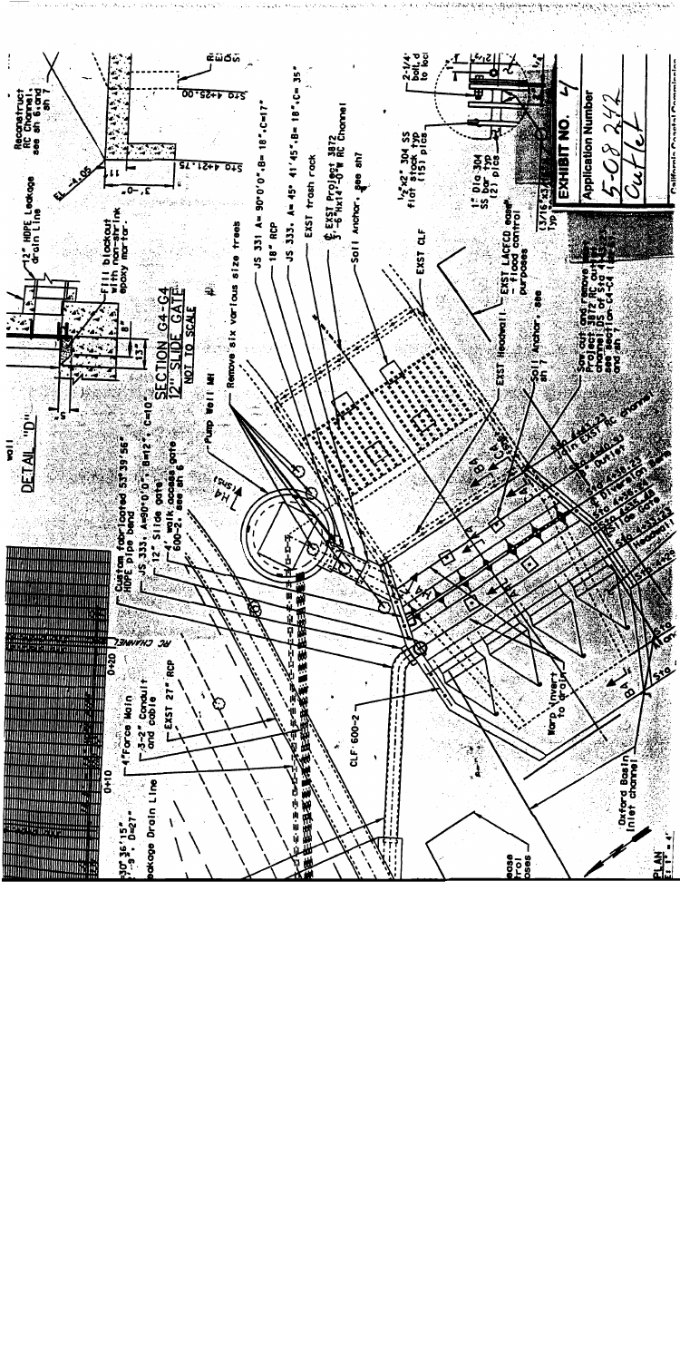DETAIL "D"

SECTION G4-G4
12" SLIDE GATE
NOT TO SCALE

Reconstruct RC Channel, see sh 6 and sh 7

12" HDPE Leakage drain Line

Fill blockout with non-shrink epoxy mortar

Sta 4+21.75

Sta 4+25.00

EL -4.05

JS 331 A= 90°0'0",B= 18",C=17"

18" RCP

JS 333, A= 45° 41'45",B= 18",C= 35"

EXST trash rock

℄ EXST Project 3872 5'-6"Hx14'-0"W RC Channel

Soil Anchor, see sh7

1/2"x2" 304 SS flat stock typ (15) pcs

1" Dia 304 SS bar typ (21) pcs

2-1/4" bolt,d to loc

EXST CLF

EXST LACFCD esmt - flood control purposes

EXST Headwall

Soil Anchor, see sh7

Saw cut and remove Project 3872 RC outlet channel US of Sta 4+... see Section C4-C4 (sh 6) and sh 7

Remove six various size trees

Pump Well MH

Custom fabricated 53°39'56" HDPE pipe bend

JS 333, A=90°0'0",B=12", C=10"

12" Slide gate

walk access gate 600-2, see sh 6

4"Force Main

3-2" Conduit and cable

EXST 27" RCP

Leakage Drain Line

30°36'15" ...", D=27"

0+10

0+20

RC CHANNEL

CLF 600-2

Warp invert to drain

Oxford Basin Inlet channel

Sta 4+21.75 Begin EXST RC channel

Sta 4+25.00 Outlet

Sta 4+... Diversion Box

Sta 4+... Slide Gate

Sta 4+... Headwall

PLAN

EXHIBIT NO. 4

Application Number

5-08-242

Outlet

California Coastal Commission